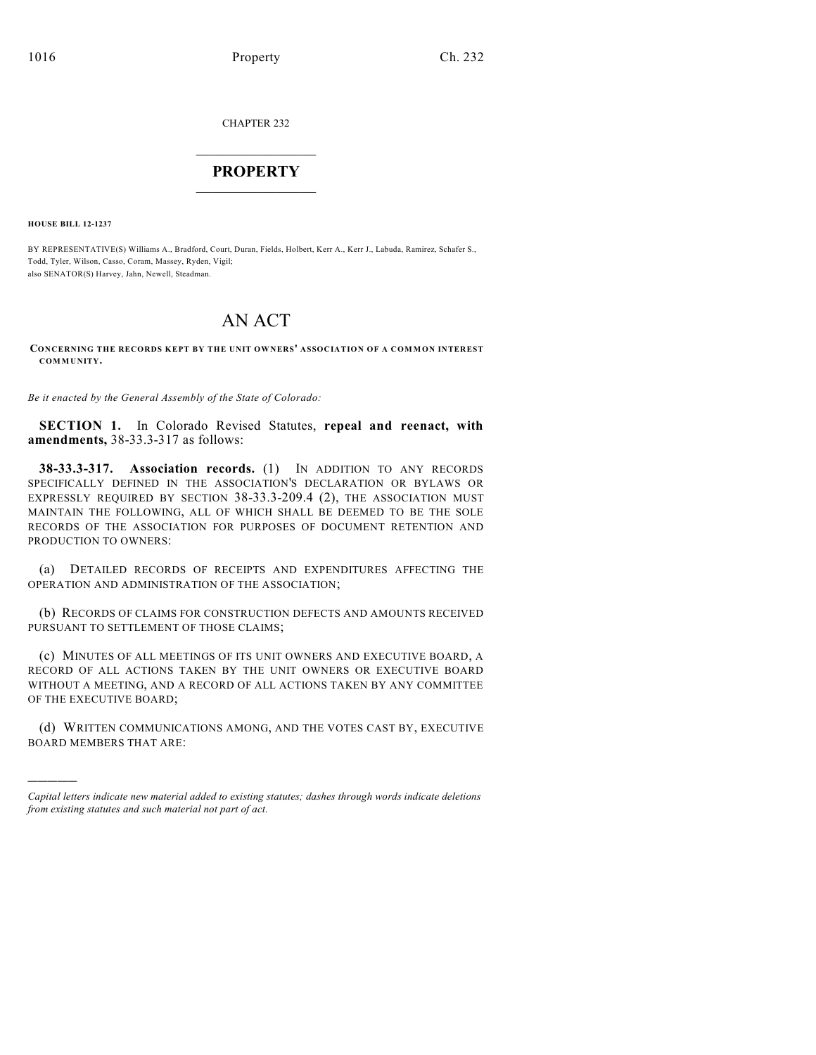CHAPTER 232

# PROPERTY

**HOUSE BILL 12-1237**

BY REPRESENTATIVE(S) Williams A., Bradford, Court, Duran, Fields, Holbert, Kerr A., Kerr J., Labuda, Ramirez, Schafer S., Todd, Tyler, Wilson, Casso, Coram, Massey, Ryden, Vigil;
also SENATOR(S) Harvey, Jahn, Newell, Steadman.

# AN ACT

**CONCERNING THE RECORDS KEPT BY THE UNIT OWNERS' ASSOCIATION OF A COMMON INTEREST COMMUNITY.**

*Be it enacted by the General Assembly of the State of Colorado:*

**SECTION 1.** In Colorado Revised Statutes, **repeal and reenact, with amendments,** 38-33.3-317 as follows:

**38-33.3-317. Association records.** (1) IN ADDITION TO ANY RECORDS SPECIFICALLY DEFINED IN THE ASSOCIATION'S DECLARATION OR BYLAWS OR EXPRESSLY REQUIRED BY SECTION 38-33.3-209.4 (2), THE ASSOCIATION MUST MAINTAIN THE FOLLOWING, ALL OF WHICH SHALL BE DEEMED TO BE THE SOLE RECORDS OF THE ASSOCIATION FOR PURPOSES OF DOCUMENT RETENTION AND PRODUCTION TO OWNERS:

(a) DETAILED RECORDS OF RECEIPTS AND EXPENDITURES AFFECTING THE OPERATION AND ADMINISTRATION OF THE ASSOCIATION;

(b) RECORDS OF CLAIMS FOR CONSTRUCTION DEFECTS AND AMOUNTS RECEIVED PURSUANT TO SETTLEMENT OF THOSE CLAIMS;

(c) MINUTES OF ALL MEETINGS OF ITS UNIT OWNERS AND EXECUTIVE BOARD, A RECORD OF ALL ACTIONS TAKEN BY THE UNIT OWNERS OR EXECUTIVE BOARD WITHOUT A MEETING, AND A RECORD OF ALL ACTIONS TAKEN BY ANY COMMITTEE OF THE EXECUTIVE BOARD;

(d) WRITTEN COMMUNICATIONS AMONG, AND THE VOTES CAST BY, EXECUTIVE BOARD MEMBERS THAT ARE:

---

*Capital letters indicate new material added to existing statutes; dashes through words indicate deletions from existing statutes and such material not part of act.*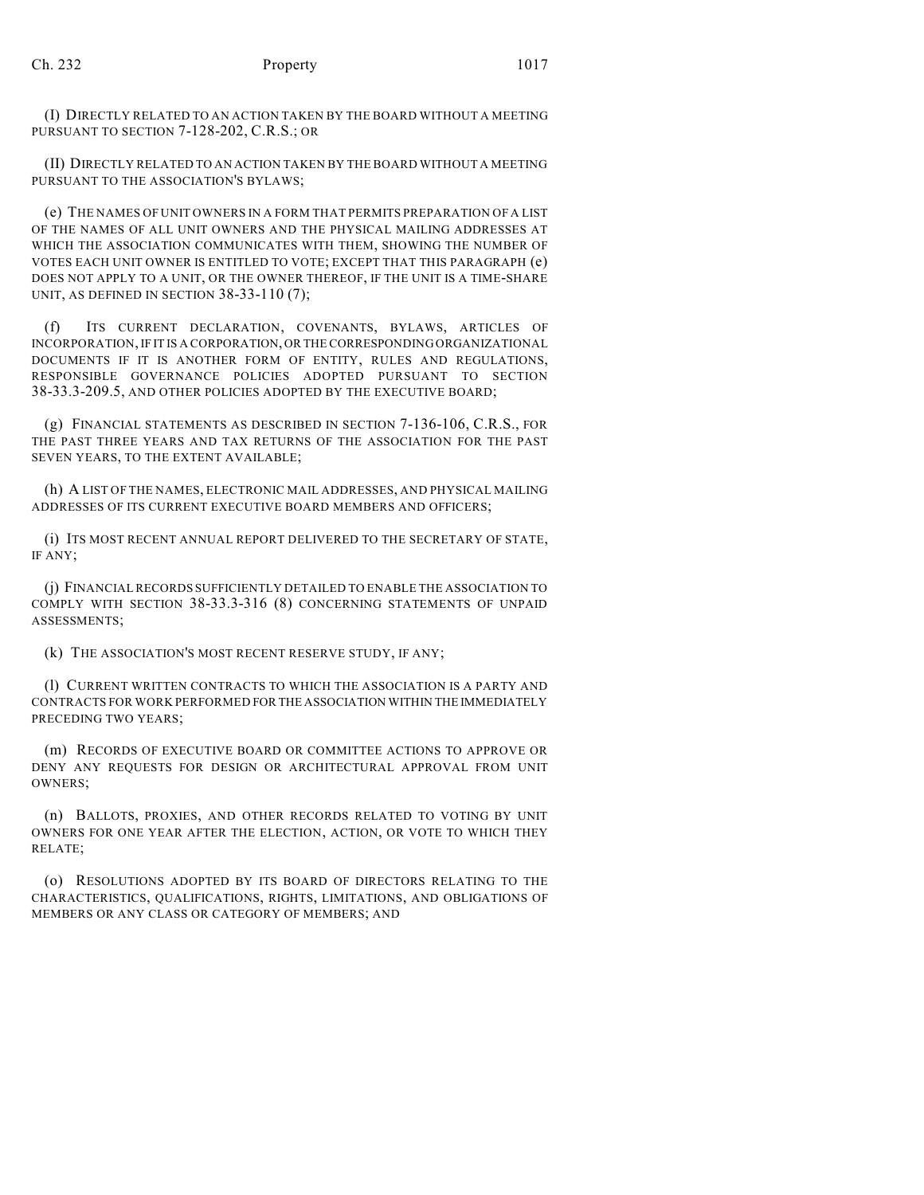(I) DIRECTLY RELATED TO AN ACTION TAKEN BY THE BOARD WITHOUT A MEETING PURSUANT TO SECTION 7-128-202, C.R.S.; OR

(II) DIRECTLY RELATED TO AN ACTION TAKEN BY THE BOARD WITHOUT A MEETING PURSUANT TO THE ASSOCIATION'S BYLAWS;

(e) THE NAMES OF UNIT OWNERS IN A FORM THAT PERMITS PREPARATION OF A LIST OF THE NAMES OF ALL UNIT OWNERS AND THE PHYSICAL MAILING ADDRESSES AT WHICH THE ASSOCIATION COMMUNICATES WITH THEM, SHOWING THE NUMBER OF VOTES EACH UNIT OWNER IS ENTITLED TO VOTE; EXCEPT THAT THIS PARAGRAPH (e) DOES NOT APPLY TO A UNIT, OR THE OWNER THEREOF, IF THE UNIT IS A TIME-SHARE UNIT, AS DEFINED IN SECTION 38-33-110 (7);

(f) ITS CURRENT DECLARATION, COVENANTS, BYLAWS, ARTICLES OF INCORPORATION, IF IT IS A CORPORATION, OR THE CORRESPONDING ORGANIZATIONAL DOCUMENTS IF IT IS ANOTHER FORM OF ENTITY, RULES AND REGULATIONS, RESPONSIBLE GOVERNANCE POLICIES ADOPTED PURSUANT TO SECTION 38-33.3-209.5, AND OTHER POLICIES ADOPTED BY THE EXECUTIVE BOARD;

(g) FINANCIAL STATEMENTS AS DESCRIBED IN SECTION 7-136-106, C.R.S., FOR THE PAST THREE YEARS AND TAX RETURNS OF THE ASSOCIATION FOR THE PAST SEVEN YEARS, TO THE EXTENT AVAILABLE;

(h) A LIST OF THE NAMES, ELECTRONIC MAIL ADDRESSES, AND PHYSICAL MAILING ADDRESSES OF ITS CURRENT EXECUTIVE BOARD MEMBERS AND OFFICERS;

(i) ITS MOST RECENT ANNUAL REPORT DELIVERED TO THE SECRETARY OF STATE, IF ANY;

(j) FINANCIAL RECORDS SUFFICIENTLY DETAILED TO ENABLE THE ASSOCIATION TO COMPLY WITH SECTION 38-33.3-316 (8) CONCERNING STATEMENTS OF UNPAID ASSESSMENTS;

(k) THE ASSOCIATION'S MOST RECENT RESERVE STUDY, IF ANY;

(l) CURRENT WRITTEN CONTRACTS TO WHICH THE ASSOCIATION IS A PARTY AND CONTRACTS FOR WORK PERFORMED FOR THE ASSOCIATION WITHIN THE IMMEDIATELY PRECEDING TWO YEARS;

(m) RECORDS OF EXECUTIVE BOARD OR COMMITTEE ACTIONS TO APPROVE OR DENY ANY REQUESTS FOR DESIGN OR ARCHITECTURAL APPROVAL FROM UNIT OWNERS;

(n) BALLOTS, PROXIES, AND OTHER RECORDS RELATED TO VOTING BY UNIT OWNERS FOR ONE YEAR AFTER THE ELECTION, ACTION, OR VOTE TO WHICH THEY RELATE;

(o) RESOLUTIONS ADOPTED BY ITS BOARD OF DIRECTORS RELATING TO THE CHARACTERISTICS, QUALIFICATIONS, RIGHTS, LIMITATIONS, AND OBLIGATIONS OF MEMBERS OR ANY CLASS OR CATEGORY OF MEMBERS; AND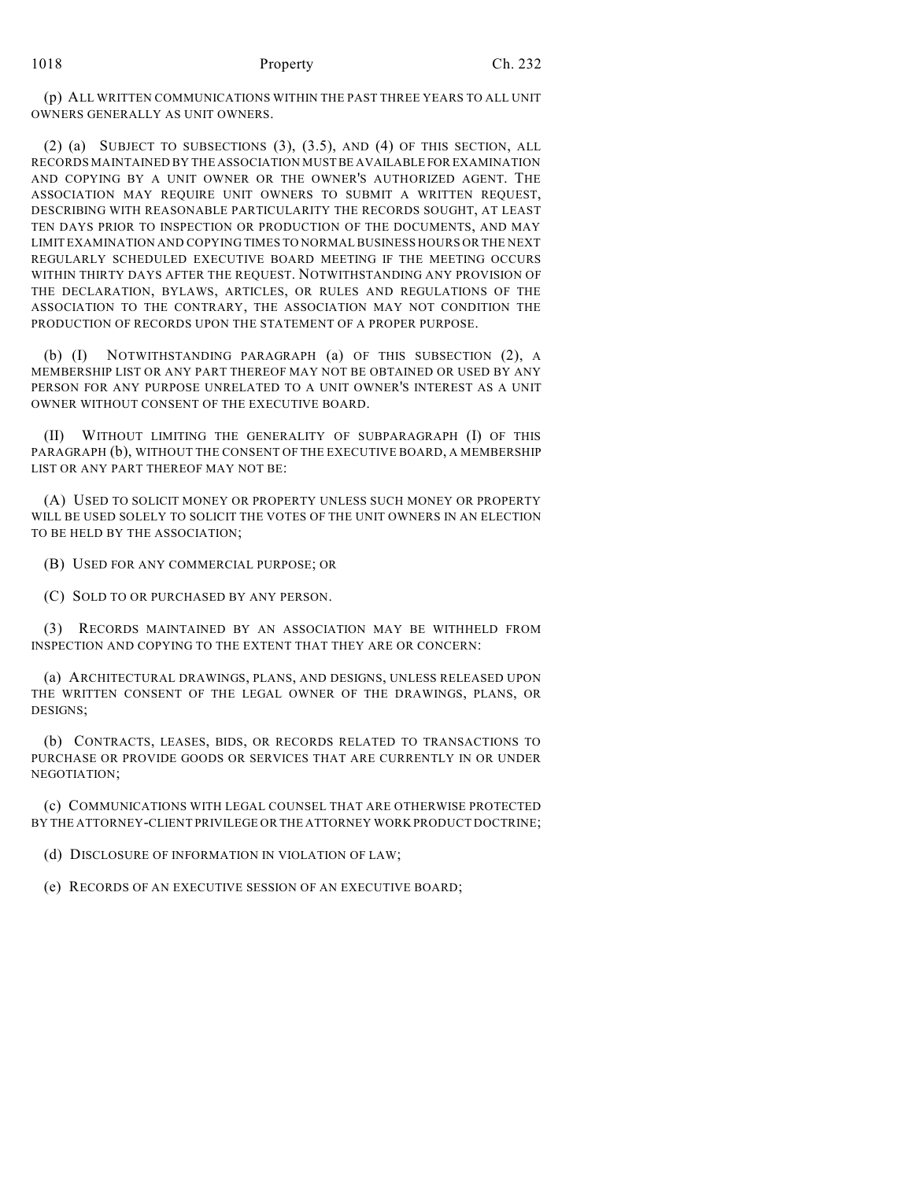(p) ALL WRITTEN COMMUNICATIONS WITHIN THE PAST THREE YEARS TO ALL UNIT OWNERS GENERALLY AS UNIT OWNERS.

(2) (a) SUBJECT TO SUBSECTIONS (3), (3.5), AND (4) OF THIS SECTION, ALL RECORDS MAINTAINED BY THE ASSOCIATION MUST BE AVAILABLE FOR EXAMINATION AND COPYING BY A UNIT OWNER OR THE OWNER'S AUTHORIZED AGENT. THE ASSOCIATION MAY REQUIRE UNIT OWNERS TO SUBMIT A WRITTEN REQUEST, DESCRIBING WITH REASONABLE PARTICULARITY THE RECORDS SOUGHT, AT LEAST TEN DAYS PRIOR TO INSPECTION OR PRODUCTION OF THE DOCUMENTS, AND MAY LIMIT EXAMINATION AND COPYING TIMES TO NORMAL BUSINESS HOURS OR THE NEXT REGULARLY SCHEDULED EXECUTIVE BOARD MEETING IF THE MEETING OCCURS WITHIN THIRTY DAYS AFTER THE REQUEST. NOTWITHSTANDING ANY PROVISION OF THE DECLARATION, BYLAWS, ARTICLES, OR RULES AND REGULATIONS OF THE ASSOCIATION TO THE CONTRARY, THE ASSOCIATION MAY NOT CONDITION THE PRODUCTION OF RECORDS UPON THE STATEMENT OF A PROPER PURPOSE.

(b) (I) NOTWITHSTANDING PARAGRAPH (a) OF THIS SUBSECTION (2), A MEMBERSHIP LIST OR ANY PART THEREOF MAY NOT BE OBTAINED OR USED BY ANY PERSON FOR ANY PURPOSE UNRELATED TO A UNIT OWNER'S INTEREST AS A UNIT OWNER WITHOUT CONSENT OF THE EXECUTIVE BOARD.

(II) WITHOUT LIMITING THE GENERALITY OF SUBPARAGRAPH (I) OF THIS PARAGRAPH (b), WITHOUT THE CONSENT OF THE EXECUTIVE BOARD, A MEMBERSHIP LIST OR ANY PART THEREOF MAY NOT BE:

(A) USED TO SOLICIT MONEY OR PROPERTY UNLESS SUCH MONEY OR PROPERTY WILL BE USED SOLELY TO SOLICIT THE VOTES OF THE UNIT OWNERS IN AN ELECTION TO BE HELD BY THE ASSOCIATION;

(B) USED FOR ANY COMMERCIAL PURPOSE; OR

(C) SOLD TO OR PURCHASED BY ANY PERSON.

(3) RECORDS MAINTAINED BY AN ASSOCIATION MAY BE WITHHELD FROM INSPECTION AND COPYING TO THE EXTENT THAT THEY ARE OR CONCERN:

(a) ARCHITECTURAL DRAWINGS, PLANS, AND DESIGNS, UNLESS RELEASED UPON THE WRITTEN CONSENT OF THE LEGAL OWNER OF THE DRAWINGS, PLANS, OR DESIGNS;

(b) CONTRACTS, LEASES, BIDS, OR RECORDS RELATED TO TRANSACTIONS TO PURCHASE OR PROVIDE GOODS OR SERVICES THAT ARE CURRENTLY IN OR UNDER NEGOTIATION;

(c) COMMUNICATIONS WITH LEGAL COUNSEL THAT ARE OTHERWISE PROTECTED BY THE ATTORNEY-CLIENT PRIVILEGE OR THE ATTORNEY WORK PRODUCT DOCTRINE;

(d) DISCLOSURE OF INFORMATION IN VIOLATION OF LAW;

(e) RECORDS OF AN EXECUTIVE SESSION OF AN EXECUTIVE BOARD;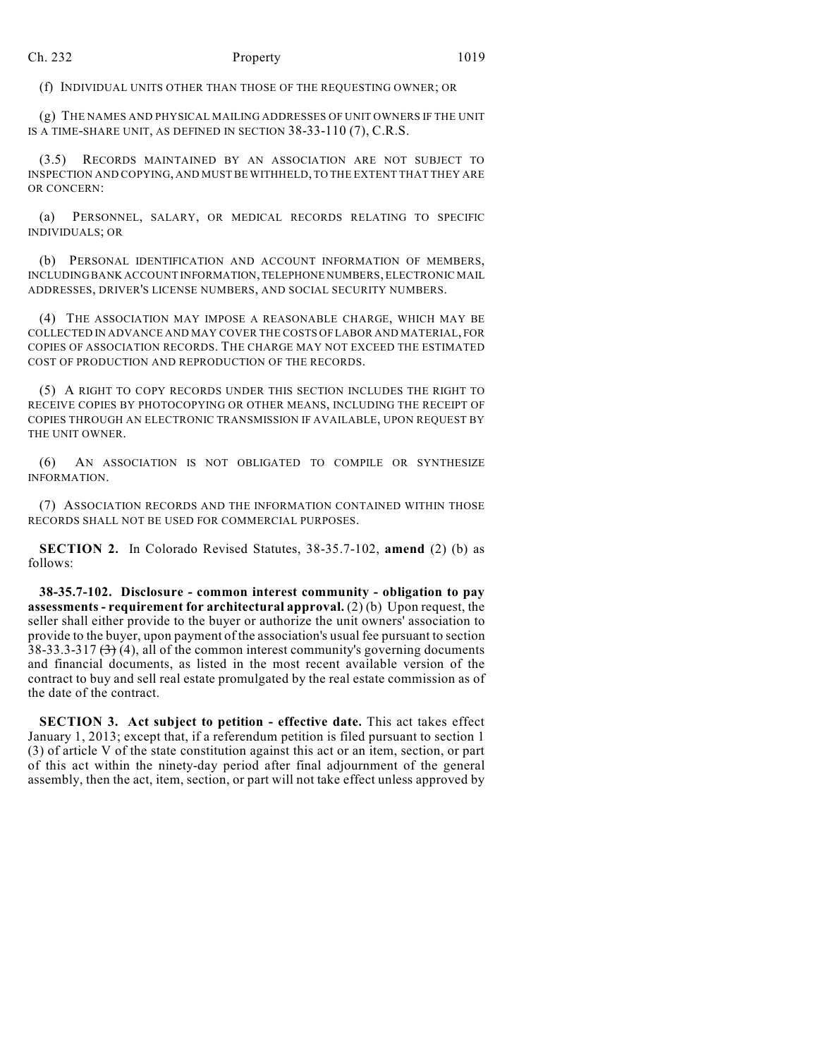(f) INDIVIDUAL UNITS OTHER THAN THOSE OF THE REQUESTING OWNER; OR

(g) THE NAMES AND PHYSICAL MAILING ADDRESSES OF UNIT OWNERS IF THE UNIT IS A TIME-SHARE UNIT, AS DEFINED IN SECTION 38-33-110 (7), C.R.S.

(3.5) RECORDS MAINTAINED BY AN ASSOCIATION ARE NOT SUBJECT TO INSPECTION AND COPYING, AND MUST BE WITHHELD, TO THE EXTENT THAT THEY ARE OR CONCERN:

(a) PERSONNEL, SALARY, OR MEDICAL RECORDS RELATING TO SPECIFIC INDIVIDUALS; OR

(b) PERSONAL IDENTIFICATION AND ACCOUNT INFORMATION OF MEMBERS, INCLUDING BANK ACCOUNT INFORMATION, TELEPHONE NUMBERS, ELECTRONIC MAIL ADDRESSES, DRIVER'S LICENSE NUMBERS, AND SOCIAL SECURITY NUMBERS.

(4) THE ASSOCIATION MAY IMPOSE A REASONABLE CHARGE, WHICH MAY BE COLLECTED IN ADVANCE AND MAY COVER THE COSTS OF LABOR AND MATERIAL, FOR COPIES OF ASSOCIATION RECORDS. THE CHARGE MAY NOT EXCEED THE ESTIMATED COST OF PRODUCTION AND REPRODUCTION OF THE RECORDS.

(5) A RIGHT TO COPY RECORDS UNDER THIS SECTION INCLUDES THE RIGHT TO RECEIVE COPIES BY PHOTOCOPYING OR OTHER MEANS, INCLUDING THE RECEIPT OF COPIES THROUGH AN ELECTRONIC TRANSMISSION IF AVAILABLE, UPON REQUEST BY THE UNIT OWNER.

(6) AN ASSOCIATION IS NOT OBLIGATED TO COMPILE OR SYNTHESIZE INFORMATION.

(7) ASSOCIATION RECORDS AND THE INFORMATION CONTAINED WITHIN THOSE RECORDS SHALL NOT BE USED FOR COMMERCIAL PURPOSES.

**SECTION 2.** In Colorado Revised Statutes, 38-35.7-102, **amend** (2) (b) as follows:

**38-35.7-102. Disclosure - common interest community - obligation to pay assessments - requirement for architectural approval.** (2) (b) Upon request, the seller shall either provide to the buyer or authorize the unit owners' association to provide to the buyer, upon payment of the association's usual fee pursuant to section 38-33.3-317 ~~(3)~~ (4), all of the common interest community's governing documents and financial documents, as listed in the most recent available version of the contract to buy and sell real estate promulgated by the real estate commission as of the date of the contract.

**SECTION 3. Act subject to petition - effective date.** This act takes effect January 1, 2013; except that, if a referendum petition is filed pursuant to section 1 (3) of article V of the state constitution against this act or an item, section, or part of this act within the ninety-day period after final adjournment of the general assembly, then the act, item, section, or part will not take effect unless approved by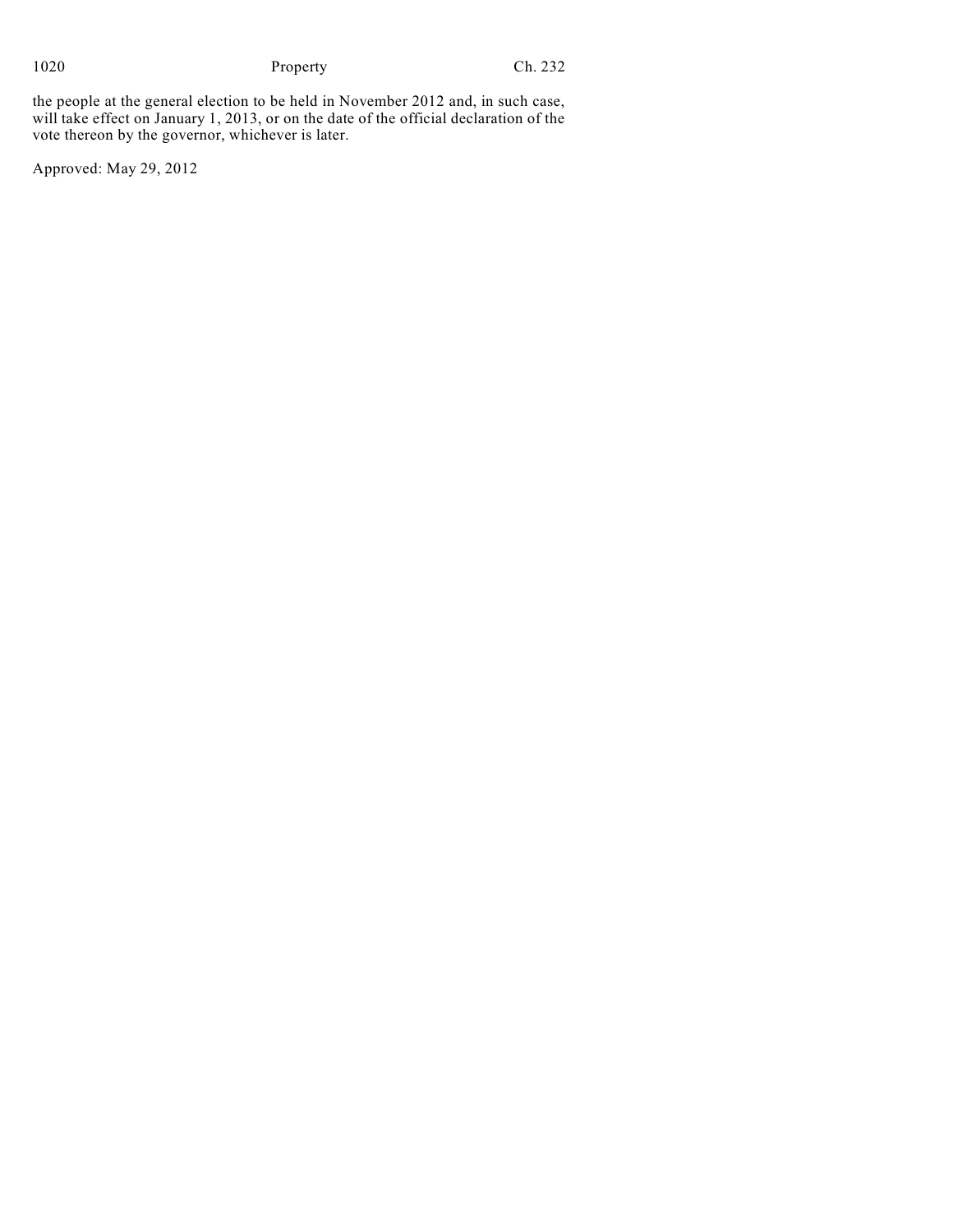the people at the general election to be held in November 2012 and, in such case, will take effect on January 1, 2013, or on the date of the official declaration of the vote thereon by the governor, whichever is later.

Approved: May 29, 2012